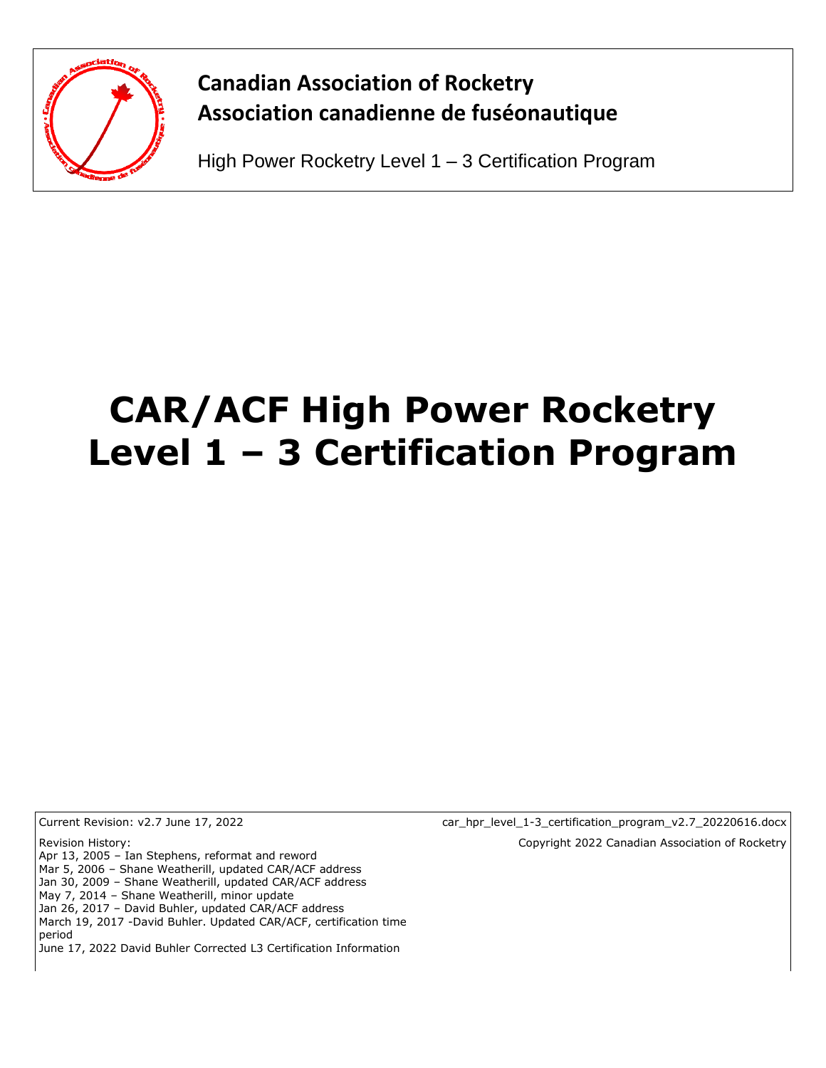**Canadian Association of Rocketry**
**Association canadienne de fuséonautique**

High Power Rocketry Level 1 – 3 Certification Program

# CAR/ACF High Power Rocketry Level 1 – 3 Certification Program

Current Revision: v2.7 June 17, 2022

car_hpr_level_1-3_certification_program_v2.7_20220616.docx

Copyright 2022 Canadian Association of Rocketry

Revision History:
Apr 13, 2005 – Ian Stephens, reformat and reword
Mar 5, 2006 – Shane Weatherill, updated CAR/ACF address
Jan 30, 2009 – Shane Weatherill, updated CAR/ACF address
May 7, 2014 – Shane Weatherill, minor update
Jan 26, 2017 – David Buhler, updated CAR/ACF address
March 19, 2017 -David Buhler. Updated CAR/ACF, certification time period
June 17, 2022 David Buhler Corrected L3 Certification Information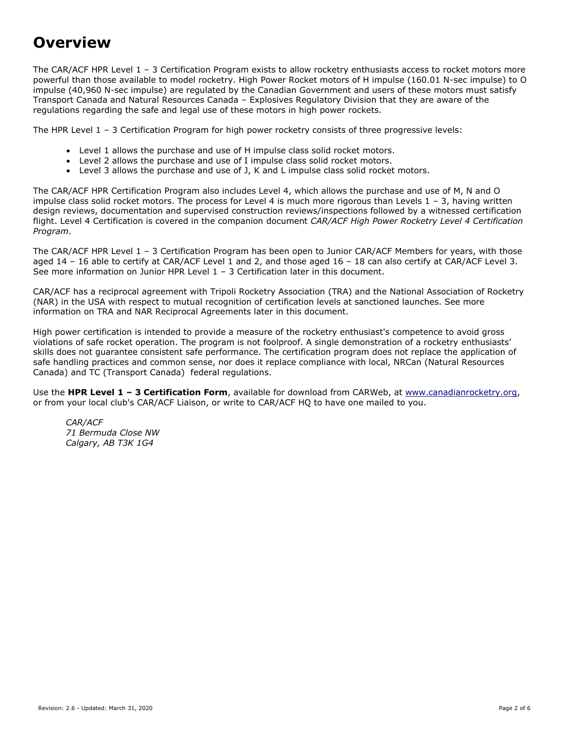# Overview

The CAR/ACF HPR Level 1 – 3 Certification Program exists to allow rocketry enthusiasts access to rocket motors more powerful than those available to model rocketry. High Power Rocket motors of H impulse (160.01 N-sec impulse) to O impulse (40,960 N-sec impulse) are regulated by the Canadian Government and users of these motors must satisfy Transport Canada and Natural Resources Canada – Explosives Regulatory Division that they are aware of the regulations regarding the safe and legal use of these motors in high power rockets.

The HPR Level 1 – 3 Certification Program for high power rocketry consists of three progressive levels:

- Level 1 allows the purchase and use of H impulse class solid rocket motors.
- Level 2 allows the purchase and use of I impulse class solid rocket motors.
- Level 3 allows the purchase and use of J, K and L impulse class solid rocket motors.

The CAR/ACF HPR Certification Program also includes Level 4, which allows the purchase and use of M, N and O impulse class solid rocket motors. The process for Level 4 is much more rigorous than Levels 1 – 3, having written design reviews, documentation and supervised construction reviews/inspections followed by a witnessed certification flight. Level 4 Certification is covered in the companion document *CAR/ACF High Power Rocketry Level 4 Certification Program*.

The CAR/ACF HPR Level 1 – 3 Certification Program has been open to Junior CAR/ACF Members for years, with those aged 14 – 16 able to certify at CAR/ACF Level 1 and 2, and those aged 16 – 18 can also certify at CAR/ACF Level 3. See more information on Junior HPR Level 1 – 3 Certification later in this document.

CAR/ACF has a reciprocal agreement with Tripoli Rocketry Association (TRA) and the National Association of Rocketry (NAR) in the USA with respect to mutual recognition of certification levels at sanctioned launches. See more information on TRA and NAR Reciprocal Agreements later in this document.

High power certification is intended to provide a measure of the rocketry enthusiast's competence to avoid gross violations of safe rocket operation. The program is not foolproof. A single demonstration of a rocketry enthusiasts' skills does not guarantee consistent safe performance. The certification program does not replace the application of safe handling practices and common sense, nor does it replace compliance with local, NRCan (Natural Resources Canada) and TC (Transport Canada) federal regulations.

Use the **HPR Level 1 – 3 Certification Form**, available for download from CARWeb, at [www.canadianrocketry.org](http://www.canadianrocketry.org), or from your local club's CAR/ACF Liaison, or write to CAR/ACF HQ to have one mailed to you.

*CAR/ACF*
*71 Bermuda Close NW*
*Calgary, AB T3K 1G4*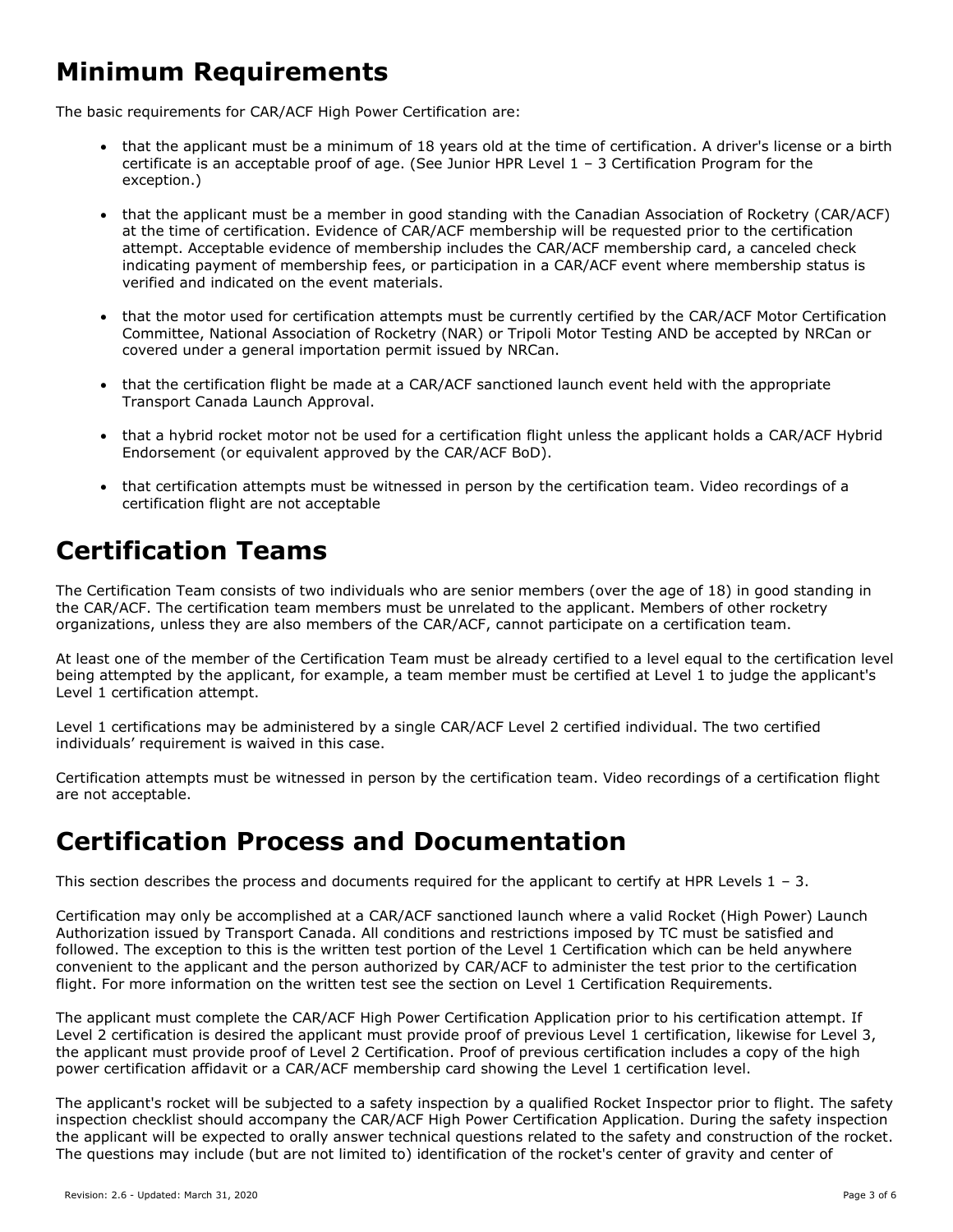# Minimum Requirements

The basic requirements for CAR/ACF High Power Certification are:

- that the applicant must be a minimum of 18 years old at the time of certification. A driver's license or a birth certificate is an acceptable proof of age. (See Junior HPR Level 1 – 3 Certification Program for the exception.)
- that the applicant must be a member in good standing with the Canadian Association of Rocketry (CAR/ACF) at the time of certification. Evidence of CAR/ACF membership will be requested prior to the certification attempt. Acceptable evidence of membership includes the CAR/ACF membership card, a canceled check indicating payment of membership fees, or participation in a CAR/ACF event where membership status is verified and indicated on the event materials.
- that the motor used for certification attempts must be currently certified by the CAR/ACF Motor Certification Committee, National Association of Rocketry (NAR) or Tripoli Motor Testing AND be accepted by NRCan or covered under a general importation permit issued by NRCan.
- that the certification flight be made at a CAR/ACF sanctioned launch event held with the appropriate Transport Canada Launch Approval.
- that a hybrid rocket motor not be used for a certification flight unless the applicant holds a CAR/ACF Hybrid Endorsement (or equivalent approved by the CAR/ACF BoD).
- that certification attempts must be witnessed in person by the certification team. Video recordings of a certification flight are not acceptable

# Certification Teams

The Certification Team consists of two individuals who are senior members (over the age of 18) in good standing in the CAR/ACF. The certification team members must be unrelated to the applicant. Members of other rocketry organizations, unless they are also members of the CAR/ACF, cannot participate on a certification team.

At least one of the member of the Certification Team must be already certified to a level equal to the certification level being attempted by the applicant, for example, a team member must be certified at Level 1 to judge the applicant's Level 1 certification attempt.

Level 1 certifications may be administered by a single CAR/ACF Level 2 certified individual. The two certified individuals' requirement is waived in this case.

Certification attempts must be witnessed in person by the certification team. Video recordings of a certification flight are not acceptable.

# Certification Process and Documentation

This section describes the process and documents required for the applicant to certify at HPR Levels 1 – 3.

Certification may only be accomplished at a CAR/ACF sanctioned launch where a valid Rocket (High Power) Launch Authorization issued by Transport Canada. All conditions and restrictions imposed by TC must be satisfied and followed. The exception to this is the written test portion of the Level 1 Certification which can be held anywhere convenient to the applicant and the person authorized by CAR/ACF to administer the test prior to the certification flight. For more information on the written test see the section on Level 1 Certification Requirements.

The applicant must complete the CAR/ACF High Power Certification Application prior to his certification attempt. If Level 2 certification is desired the applicant must provide proof of previous Level 1 certification, likewise for Level 3, the applicant must provide proof of Level 2 Certification. Proof of previous certification includes a copy of the high power certification affidavit or a CAR/ACF membership card showing the Level 1 certification level.

The applicant's rocket will be subjected to a safety inspection by a qualified Rocket Inspector prior to flight. The safety inspection checklist should accompany the CAR/ACF High Power Certification Application. During the safety inspection the applicant will be expected to orally answer technical questions related to the safety and construction of the rocket. The questions may include (but are not limited to) identification of the rocket's center of gravity and center of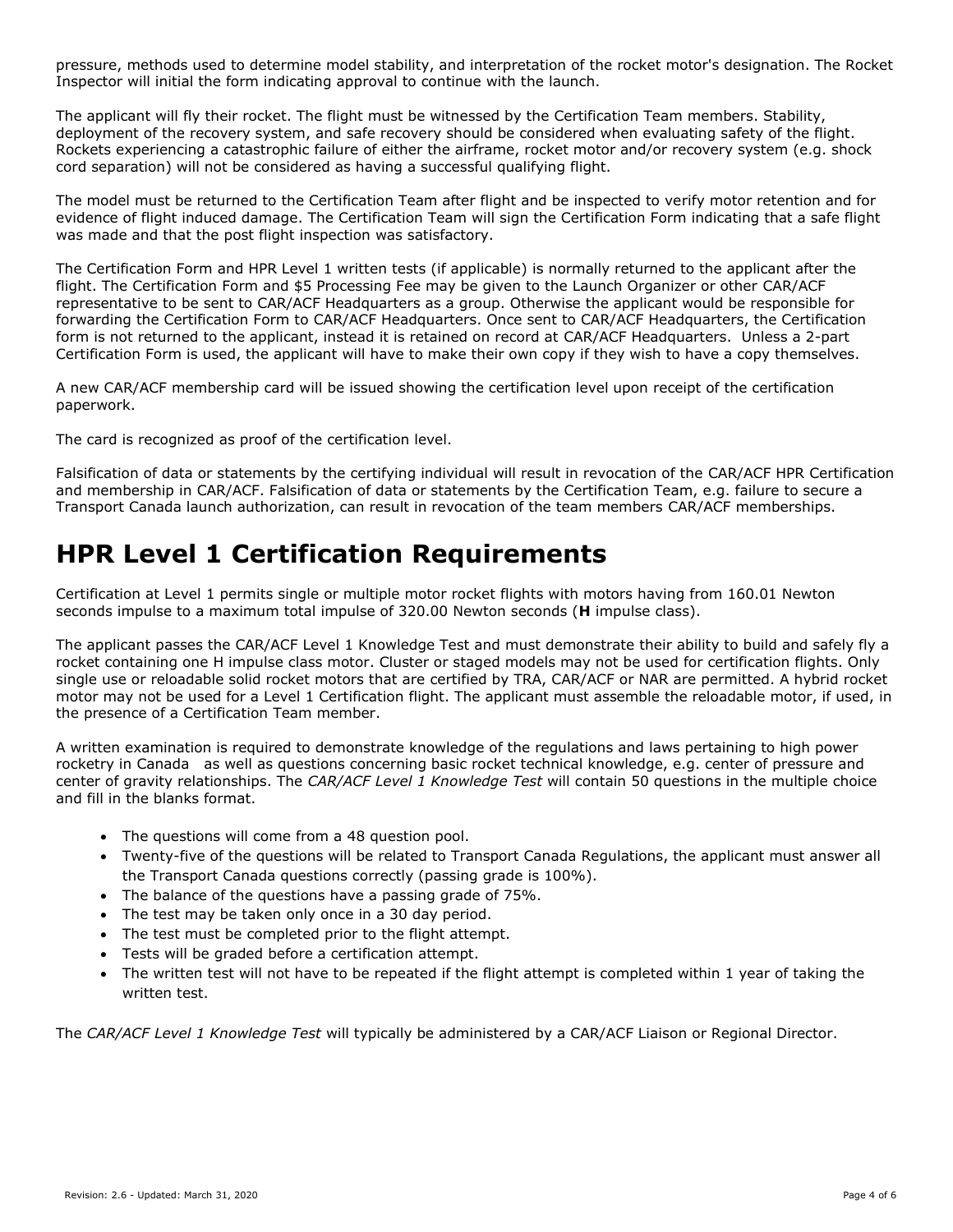pressure, methods used to determine model stability, and interpretation of the rocket motor's designation. The Rocket Inspector will initial the form indicating approval to continue with the launch.

The applicant will fly their rocket. The flight must be witnessed by the Certification Team members. Stability, deployment of the recovery system, and safe recovery should be considered when evaluating safety of the flight. Rockets experiencing a catastrophic failure of either the airframe, rocket motor and/or recovery system (e.g. shock cord separation) will not be considered as having a successful qualifying flight.

The model must be returned to the Certification Team after flight and be inspected to verify motor retention and for evidence of flight induced damage. The Certification Team will sign the Certification Form indicating that a safe flight was made and that the post flight inspection was satisfactory.

The Certification Form and HPR Level 1 written tests (if applicable) is normally returned to the applicant after the flight. The Certification Form and $5 Processing Fee may be given to the Launch Organizer or other CAR/ACF representative to be sent to CAR/ACF Headquarters as a group. Otherwise the applicant would be responsible for forwarding the Certification Form to CAR/ACF Headquarters. Once sent to CAR/ACF Headquarters, the Certification form is not returned to the applicant, instead it is retained on record at CAR/ACF Headquarters. Unless a 2-part Certification Form is used, the applicant will have to make their own copy if they wish to have a copy themselves.

A new CAR/ACF membership card will be issued showing the certification level upon receipt of the certification paperwork.

The card is recognized as proof of the certification level.

Falsification of data or statements by the certifying individual will result in revocation of the CAR/ACF HPR Certification and membership in CAR/ACF. Falsification of data or statements by the Certification Team, e.g. failure to secure a Transport Canada launch authorization, can result in revocation of the team members CAR/ACF memberships.

# HPR Level 1 Certification Requirements

Certification at Level 1 permits single or multiple motor rocket flights with motors having from 160.01 Newton seconds impulse to a maximum total impulse of 320.00 Newton seconds (**H** impulse class).

The applicant passes the CAR/ACF Level 1 Knowledge Test and must demonstrate their ability to build and safely fly a rocket containing one H impulse class motor. Cluster or staged models may not be used for certification flights. Only single use or reloadable solid rocket motors that are certified by TRA, CAR/ACF or NAR are permitted. A hybrid rocket motor may not be used for a Level 1 Certification flight. The applicant must assemble the reloadable motor, if used, in the presence of a Certification Team member.

A written examination is required to demonstrate knowledge of the regulations and laws pertaining to high power rocketry in Canada as well as questions concerning basic rocket technical knowledge, e.g. center of pressure and center of gravity relationships. The *CAR/ACF Level 1 Knowledge Test* will contain 50 questions in the multiple choice and fill in the blanks format.

- The questions will come from a 48 question pool.
- Twenty-five of the questions will be related to Transport Canada Regulations, the applicant must answer all the Transport Canada questions correctly (passing grade is 100%).
- The balance of the questions have a passing grade of 75%.
- The test may be taken only once in a 30 day period.
- The test must be completed prior to the flight attempt.
- Tests will be graded before a certification attempt.
- The written test will not have to be repeated if the flight attempt is completed within 1 year of taking the written test.

The *CAR/ACF Level 1 Knowledge Test* will typically be administered by a CAR/ACF Liaison or Regional Director.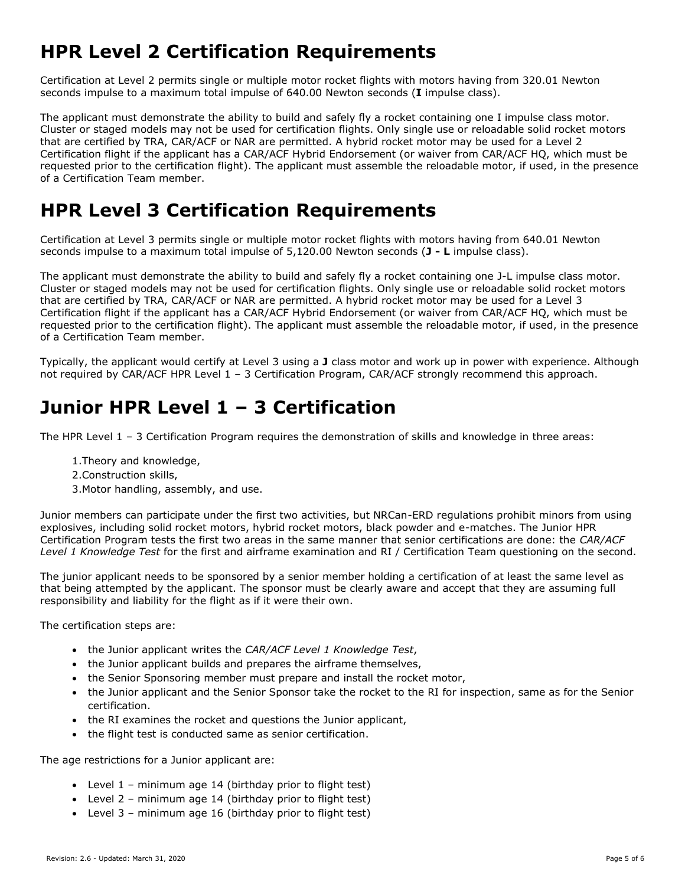# HPR Level 2 Certification Requirements

Certification at Level 2 permits single or multiple motor rocket flights with motors having from 320.01 Newton seconds impulse to a maximum total impulse of 640.00 Newton seconds (**I** impulse class).

The applicant must demonstrate the ability to build and safely fly a rocket containing one I impulse class motor. Cluster or staged models may not be used for certification flights. Only single use or reloadable solid rocket motors that are certified by TRA, CAR/ACF or NAR are permitted. A hybrid rocket motor may be used for a Level 2 Certification flight if the applicant has a CAR/ACF Hybrid Endorsement (or waiver from CAR/ACF HQ, which must be requested prior to the certification flight). The applicant must assemble the reloadable motor, if used, in the presence of a Certification Team member.

# HPR Level 3 Certification Requirements

Certification at Level 3 permits single or multiple motor rocket flights with motors having from 640.01 Newton seconds impulse to a maximum total impulse of 5,120.00 Newton seconds (**J - L** impulse class).

The applicant must demonstrate the ability to build and safely fly a rocket containing one J-L impulse class motor. Cluster or staged models may not be used for certification flights. Only single use or reloadable solid rocket motors that are certified by TRA, CAR/ACF or NAR are permitted. A hybrid rocket motor may be used for a Level 3 Certification flight if the applicant has a CAR/ACF Hybrid Endorsement (or waiver from CAR/ACF HQ, which must be requested prior to the certification flight). The applicant must assemble the reloadable motor, if used, in the presence of a Certification Team member.

Typically, the applicant would certify at Level 3 using a **J** class motor and work up in power with experience. Although not required by CAR/ACF HPR Level 1 – 3 Certification Program, CAR/ACF strongly recommend this approach.

# Junior HPR Level 1 – 3 Certification

The HPR Level 1 – 3 Certification Program requires the demonstration of skills and knowledge in three areas:

1. Theory and knowledge,
2. Construction skills,
3. Motor handling, assembly, and use.

Junior members can participate under the first two activities, but NRCan-ERD regulations prohibit minors from using explosives, including solid rocket motors, hybrid rocket motors, black powder and e-matches. The Junior HPR Certification Program tests the first two areas in the same manner that senior certifications are done: the *CAR/ACF Level 1 Knowledge Test* for the first and airframe examination and RI / Certification Team questioning on the second.

The junior applicant needs to be sponsored by a senior member holding a certification of at least the same level as that being attempted by the applicant. The sponsor must be clearly aware and accept that they are assuming full responsibility and liability for the flight as if it were their own.

The certification steps are:

- the Junior applicant writes the *CAR/ACF Level 1 Knowledge Test*,
- the Junior applicant builds and prepares the airframe themselves,
- the Senior Sponsoring member must prepare and install the rocket motor,
- the Junior applicant and the Senior Sponsor take the rocket to the RI for inspection, same as for the Senior certification.
- the RI examines the rocket and questions the Junior applicant,
- the flight test is conducted same as senior certification.

The age restrictions for a Junior applicant are:

- Level 1 – minimum age 14 (birthday prior to flight test)
- Level 2 – minimum age 14 (birthday prior to flight test)
- Level 3 – minimum age 16 (birthday prior to flight test)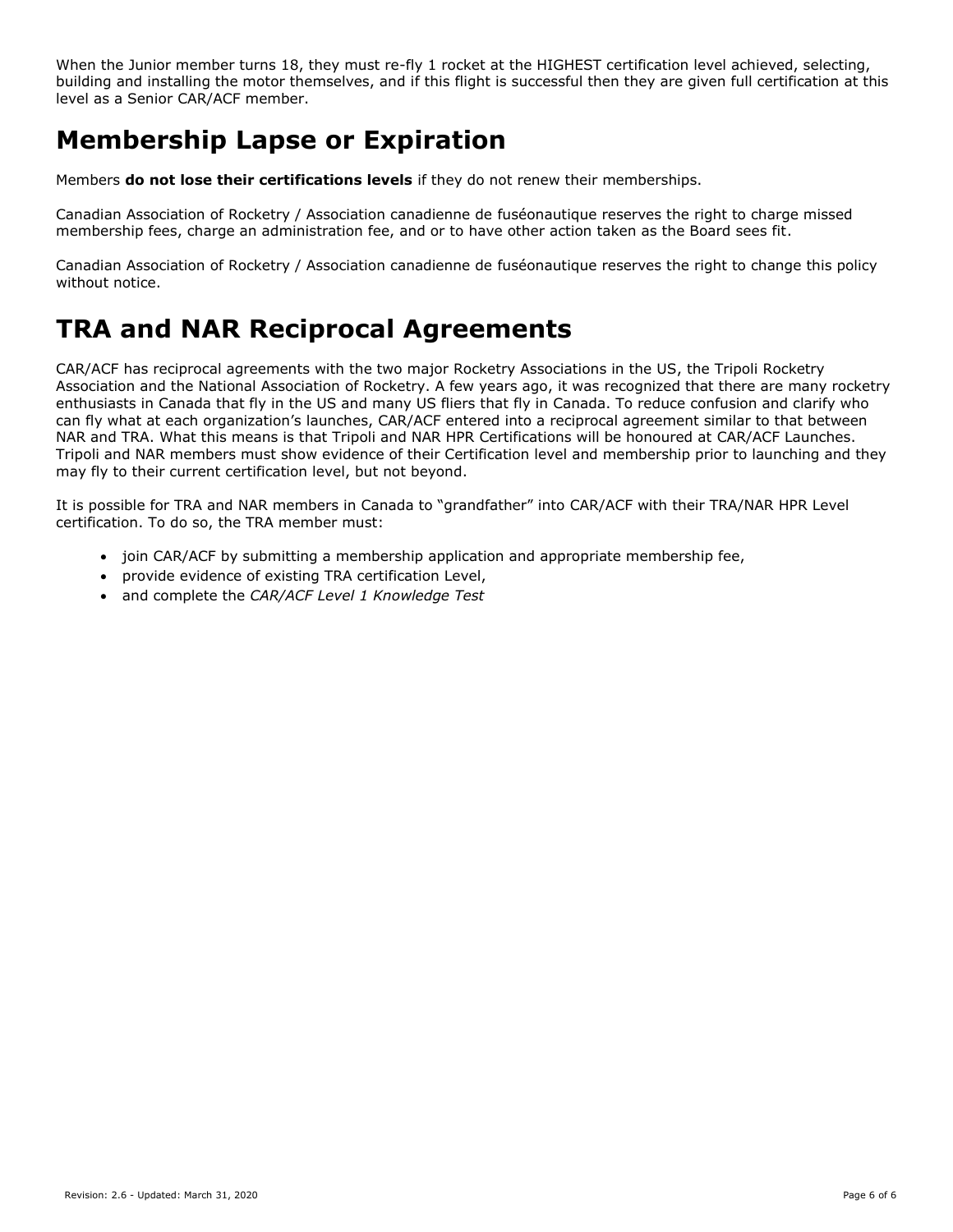When the Junior member turns 18, they must re-fly 1 rocket at the HIGHEST certification level achieved, selecting, building and installing the motor themselves, and if this flight is successful then they are given full certification at this level as a Senior CAR/ACF member.

# Membership Lapse or Expiration

Members **do not lose their certifications levels** if they do not renew their memberships.

Canadian Association of Rocketry / Association canadienne de fuséonautique reserves the right to charge missed membership fees, charge an administration fee, and or to have other action taken as the Board sees fit.

Canadian Association of Rocketry / Association canadienne de fuséonautique reserves the right to change this policy without notice.

# TRA and NAR Reciprocal Agreements

CAR/ACF has reciprocal agreements with the two major Rocketry Associations in the US, the Tripoli Rocketry Association and the National Association of Rocketry. A few years ago, it was recognized that there are many rocketry enthusiasts in Canada that fly in the US and many US fliers that fly in Canada. To reduce confusion and clarify who can fly what at each organization's launches, CAR/ACF entered into a reciprocal agreement similar to that between NAR and TRA. What this means is that Tripoli and NAR HPR Certifications will be honoured at CAR/ACF Launches. Tripoli and NAR members must show evidence of their Certification level and membership prior to launching and they may fly to their current certification level, but not beyond.

It is possible for TRA and NAR members in Canada to "grandfather" into CAR/ACF with their TRA/NAR HPR Level certification. To do so, the TRA member must:

- join CAR/ACF by submitting a membership application and appropriate membership fee,
- provide evidence of existing TRA certification Level,
- and complete the *CAR/ACF Level 1 Knowledge Test*